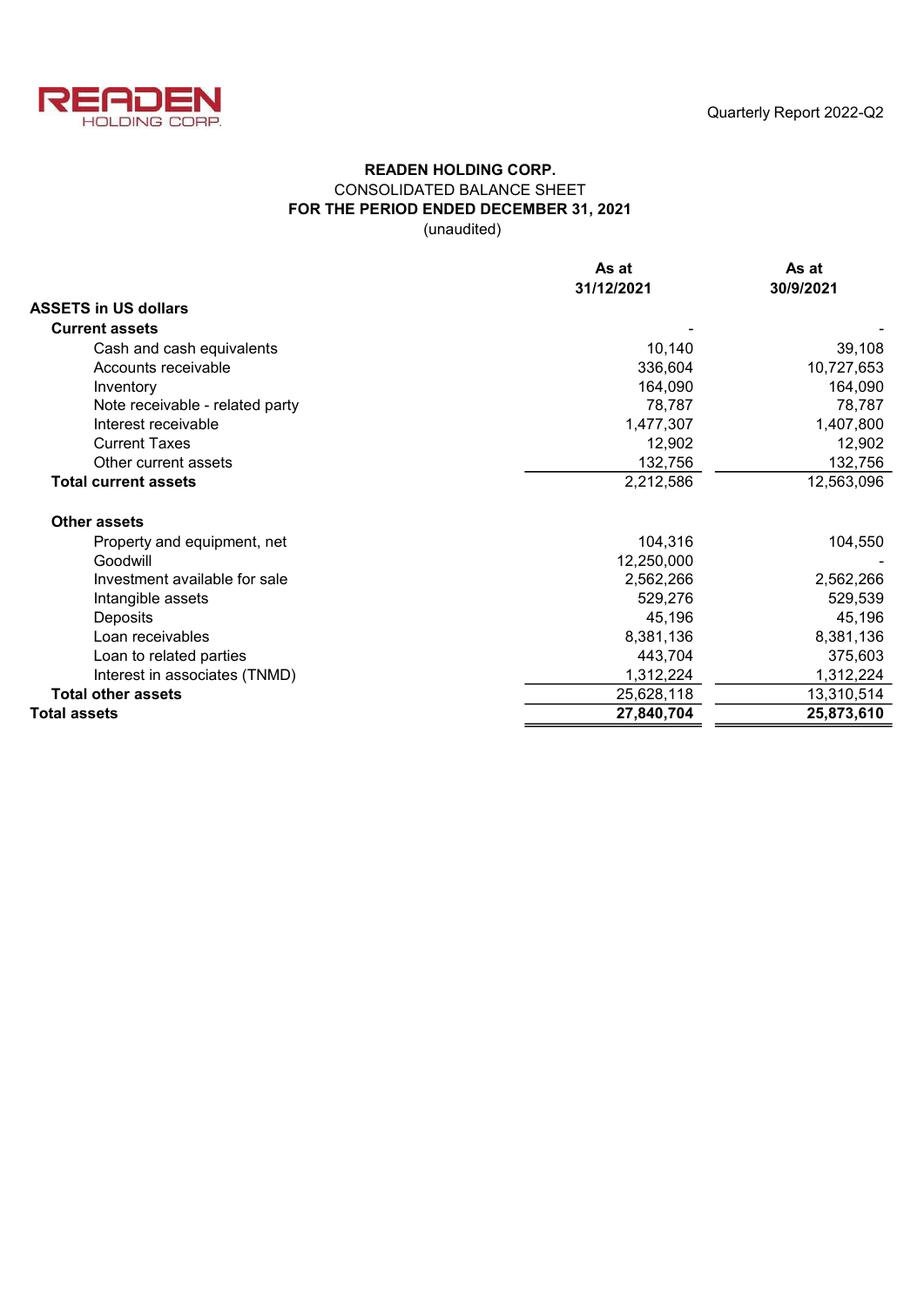READEN HOLDING CORP.

Quarterly Report 2022-Q2

**READEN HOLDING CORP.**
CONSOLIDATED BALANCE SHEET
**FOR THE PERIOD ENDED DECEMBER 31, 2021**
(unaudited)

| | As at 31/12/2021 | As at 30/9/2021 |
|---|---|---|
| **ASSETS in US dollars** | | |
| **Current assets** | - | - |
| Cash and cash equivalents | 10,140 | 39,108 |
| Accounts receivable | 336,604 | 10,727,653 |
| Inventory | 164,090 | 164,090 |
| Note receivable - related party | 78,787 | 78,787 |
| Interest receivable | 1,477,307 | 1,407,800 |
| Current Taxes | 12,902 | 12,902 |
| Other current assets | 132,756 | 132,756 |
| **Total current assets** | 2,212,586 | 12,563,096 |
| | | |
| **Other assets** | | |
| Property and equipment, net | 104,316 | 104,550 |
| Goodwill | 12,250,000 | - |
| Investment available for sale | 2,562,266 | 2,562,266 |
| Intangible assets | 529,276 | 529,539 |
| Deposits | 45,196 | 45,196 |
| Loan receivables | 8,381,136 | 8,381,136 |
| Loan to related parties | 443,704 | 375,603 |
| Interest in associates (TNMD) | 1,312,224 | 1,312,224 |
| **Total other assets** | 25,628,118 | 13,310,514 |
| **Total assets** | **27,840,704** | **25,873,610** |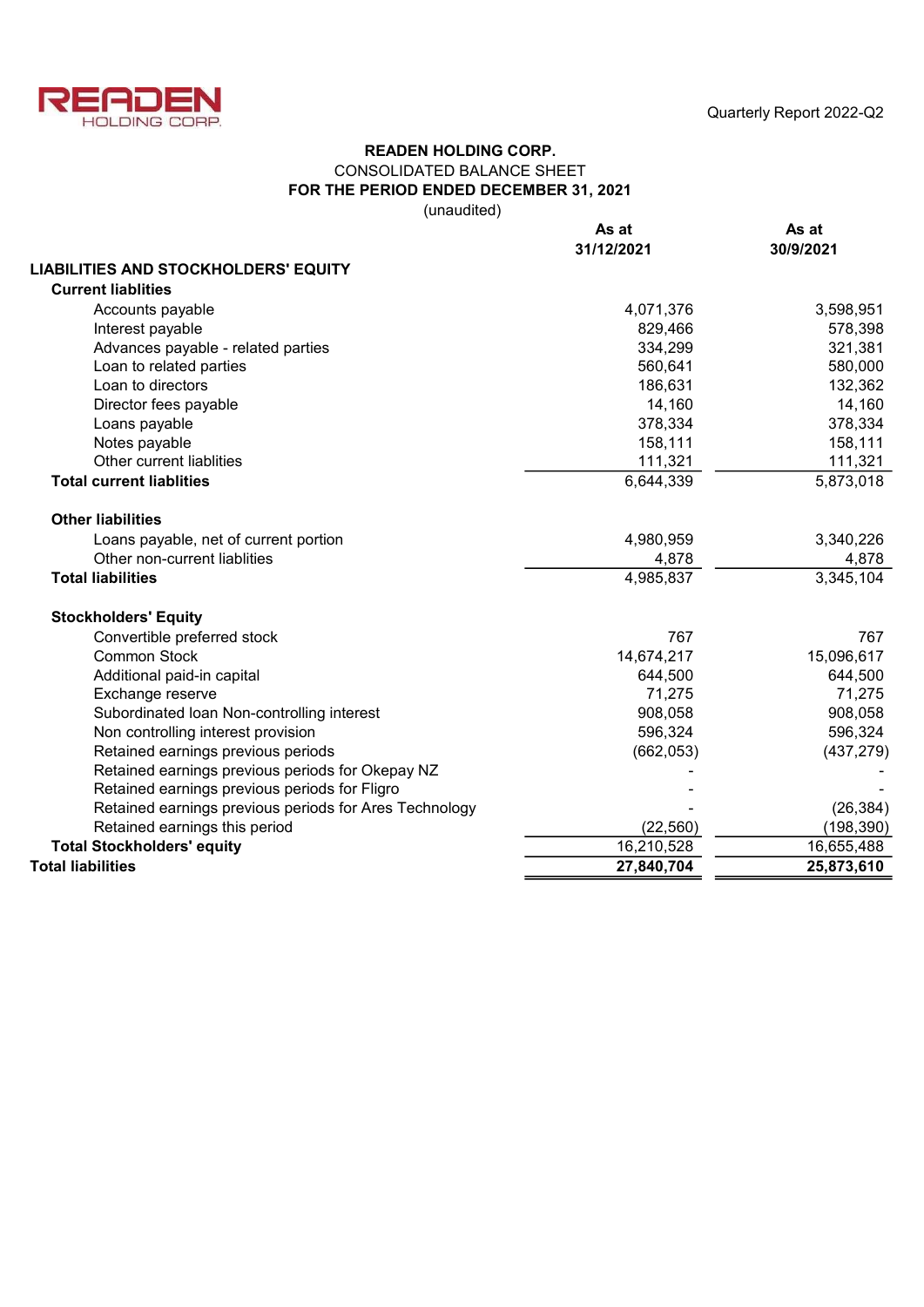READEN HOLDING CORP.

**READEN HOLDING CORP.**
CONSOLIDATED BALANCE SHEET
**FOR THE PERIOD ENDED DECEMBER 31, 2021**
(unaudited)

| | **As at 31/12/2021** | **As at 30/9/2021** |
|---|---|---|
| **LIABILITIES AND STOCKHOLDERS' EQUITY** | | |
| **Current liablities** | | |
| Accounts payable | 4,071,376 | 3,598,951 |
| Interest payable | 829,466 | 578,398 |
| Advances payable - related parties | 334,299 | 321,381 |
| Loan to related parties | 560,641 | 580,000 |
| Loan to directors | 186,631 | 132,362 |
| Director fees payable | 14,160 | 14,160 |
| Loans payable | 378,334 | 378,334 |
| Notes payable | 158,111 | 158,111 |
| Other current liablities | 111,321 | 111,321 |
| **Total current liablities** | 6,644,339 | 5,873,018 |
| | | |
| **Other liabilities** | | |
| Loans payable, net of current portion | 4,980,959 | 3,340,226 |
| Other non-current liablities | 4,878 | 4,878 |
| **Total liabilities** | 4,985,837 | 3,345,104 |
| | | |
| **Stockholders' Equity** | | |
| Convertible preferred stock | 767 | 767 |
| Common Stock | 14,674,217 | 15,096,617 |
| Additional paid-in capital | 644,500 | 644,500 |
| Exchange reserve | 71,275 | 71,275 |
| Subordinated loan Non-controlling interest | 908,058 | 908,058 |
| Non controlling interest provision | 596,324 | 596,324 |
| Retained earnings previous periods | (662,053) | (437,279) |
| Retained earnings previous periods for Okepay NZ | - | - |
| Retained earnings previous periods for Fligro | - | - |
| Retained earnings previous periods for Ares Technology | - | (26,384) |
| Retained earnings this period | (22,560) | (198,390) |
| **Total Stockholders' equity** | 16,210,528 | 16,655,488 |
| **Total liabilities** | **27,840,704** | **25,873,610** |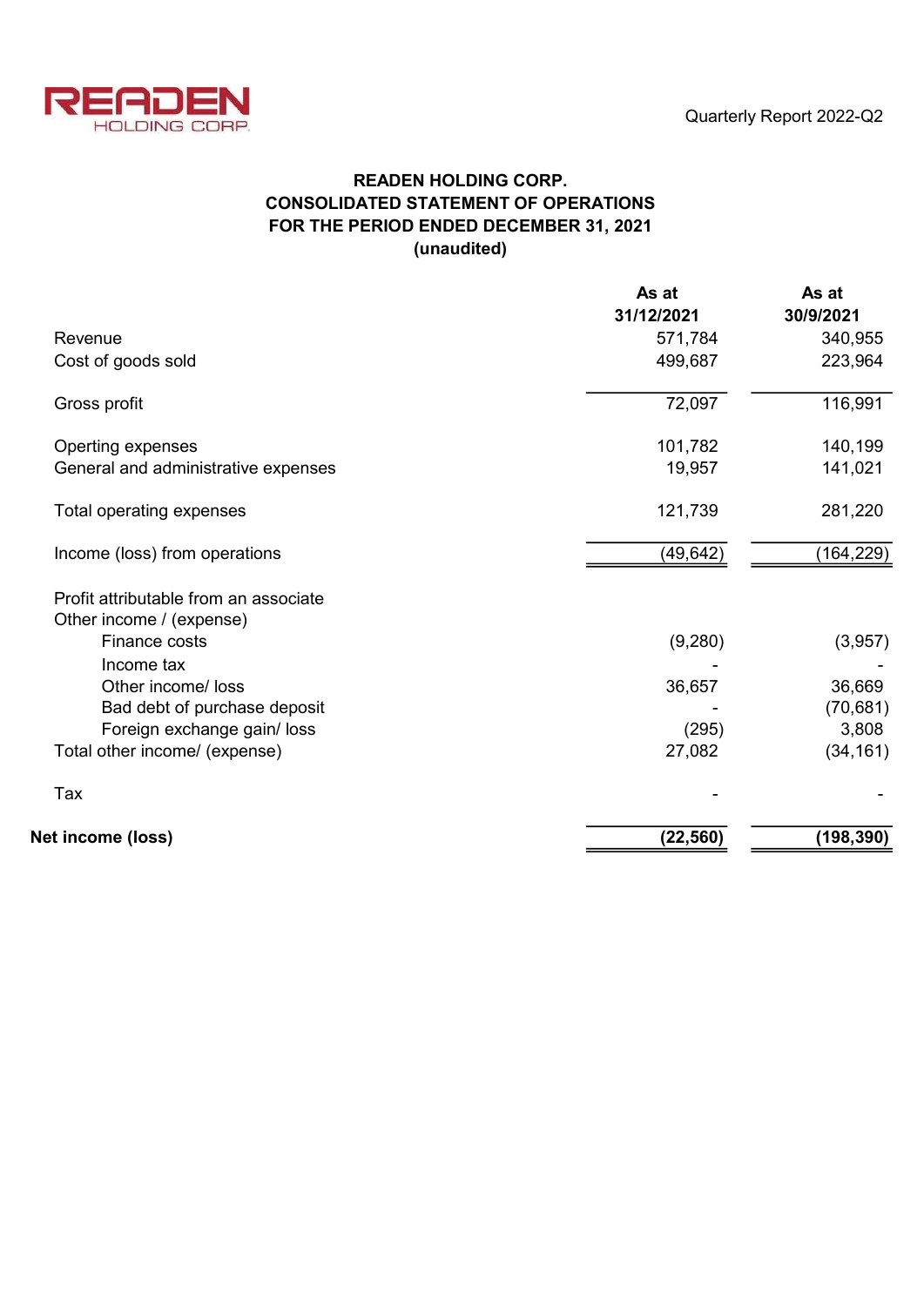**READEN HOLDING CORP.**
**CONSOLIDATED STATEMENT OF OPERATIONS**
**FOR THE PERIOD ENDED DECEMBER 31, 2021**
**(unaudited)**

| | As at 31/12/2021 | As at 30/9/2021 |
|---|---|---|
| Revenue | 571,784 | 340,955 |
| Cost of goods sold | 499,687 | 223,964 |
| Gross profit | 72,097 | 116,991 |
| Operting expenses | 101,782 | 140,199 |
| General and administrative expenses | 19,957 | 141,021 |
| Total operating expenses | 121,739 | 281,220 |
| Income (loss) from operations | (49,642) | (164,229) |
| Profit attributable from an associate | | |
| Other income / (expense) | | |
| Finance costs | (9,280) | (3,957) |
| Income tax | - | - |
| Other income/ loss | 36,657 | 36,669 |
| Bad debt of purchase deposit | - | (70,681) |
| Foreign exchange gain/ loss | (295) | 3,808 |
| Total other income/ (expense) | 27,082 | (34,161) |
| Tax | - | - |
| **Net income (loss)** | **(22,560)** | **(198,390)** |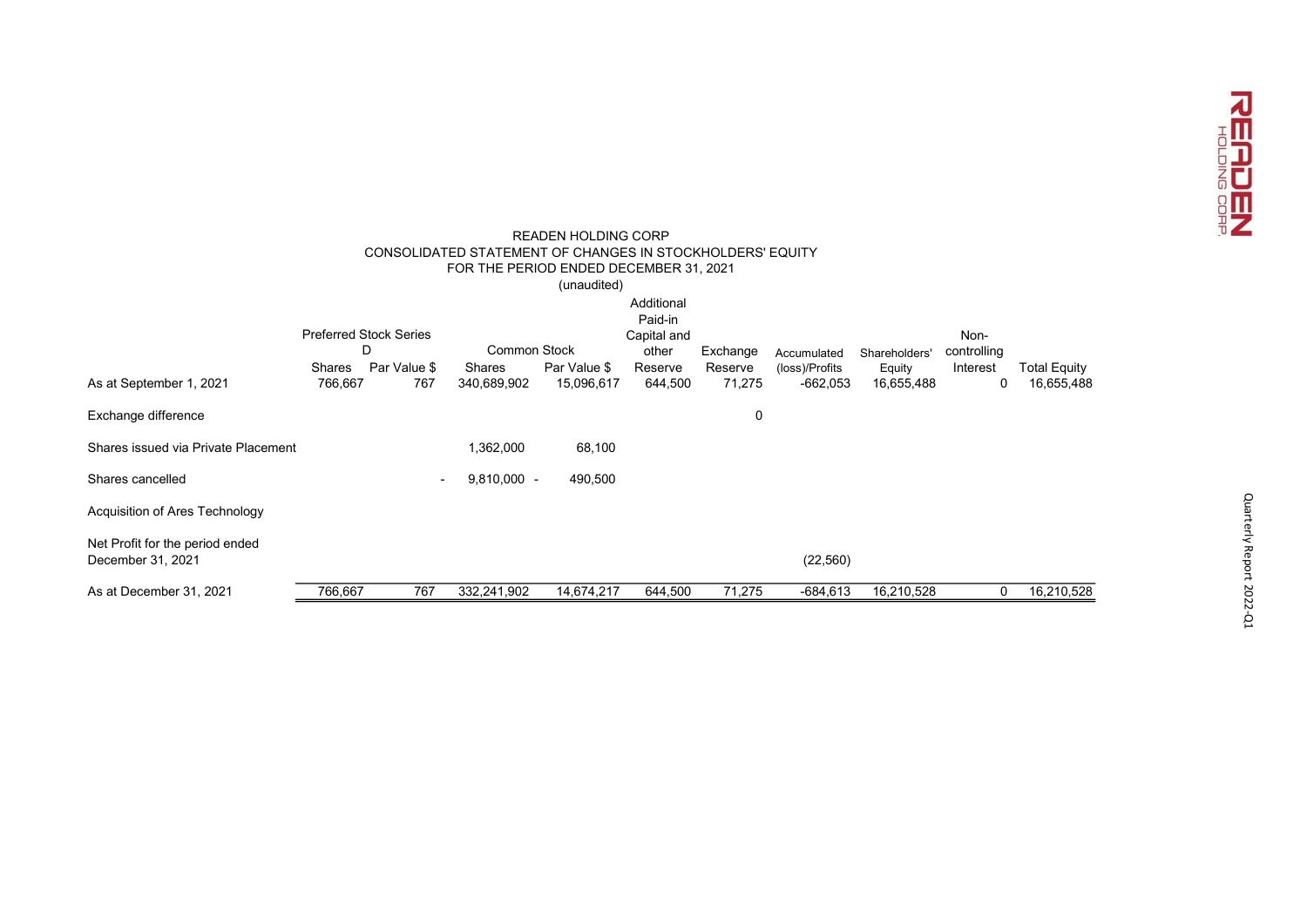READEN HOLDING CORP
CONSOLIDATED STATEMENT OF CHANGES IN STOCKHOLDERS' EQUITY
FOR THE PERIOD ENDED DECEMBER 31, 2021
(unaudited)

| | Preferred Stock Series D | | Common Stock | | Additional Paid-in Capital and other Reserve | Exchange Reserve | Accumulated (loss)/Profits | Shareholders' Equity | Non-controlling Interest | Total Equity |
|---|---|---|---|---|---|---|---|---|---|---|
| | Shares | Par Value $ | Shares | Par Value $ | | | | | | |
| As at September 1, 2021 | 766,667 | 767 | 340,689,902 | 15,096,617 | 644,500 | 71,275 | -662,053 | 16,655,488 | 0 | 16,655,488 |
| Exchange difference | | | | | | 0 | | | | |
| Shares issued via Private Placement | | | 1,362,000 | 68,100 | | | | | | |
| Shares cancelled | | | - 9,810,000 | - 490,500 | | | | | | |
| Acquisition of Ares Technology | | | | | | | | | | |
| Net Profit for the period ended December 31, 2021 | | | | | | | (22,560) | | | |
| As at December 31, 2021 | 766,667 | 767 | 332,241,902 | 14,674,217 | 644,500 | 71,275 | -684,613 | 16,210,528 | 0 | 16,210,528 |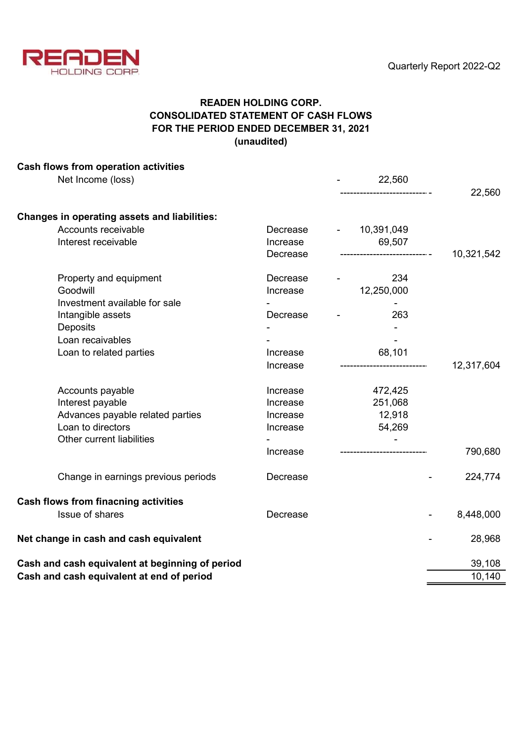**READEN HOLDING CORP.**
**CONSOLIDATED STATEMENT OF CASH FLOWS**
**FOR THE PERIOD ENDED DECEMBER 31, 2021**
**(unaudited)**

| | | | |
|---|---|---|---|
| **Cash flows from operation activities** | | | |
| Net Income (loss) | | - 22,560 | |
| | | | - 22,560 |
| **Changes in operating assets and liabilities:** | | | |
| Accounts receivable | Decrease | - 10,391,049 | |
| Interest receivable | Increase | 69,507 | |
| | Decrease | | - 10,321,542 |
| Property and equipment | Decrease | - 234 | |
| Goodwill | Increase | 12,250,000 | |
| Investment available for sale | - | - | |
| Intangible assets | Decrease | - 263 | |
| Deposits | - | - | |
| Loan recaivables | - | - | |
| Loan to related parties | Increase | 68,101 | |
| | Increase | | 12,317,604 |
| Accounts payable | Increase | 472,425 | |
| Interest payable | Increase | 251,068 | |
| Advances payable related parties | Increase | 12,918 | |
| Loan to directors | Increase | 54,269 | |
| Other current liabilities | - | - | |
| | Increase | | 790,680 |
| Change in earnings previous periods | Decrease | | - 224,774 |
| **Cash flows from finacning activities** | | | |
| Issue of shares | Decrease | | - 8,448,000 |
| **Net change in cash and cash equivalent** | | | - 28,968 |
| **Cash and cash equivalent at beginning of period** | | | 39,108 |
| **Cash and cash equivalent at end of period** | | | 10,140 |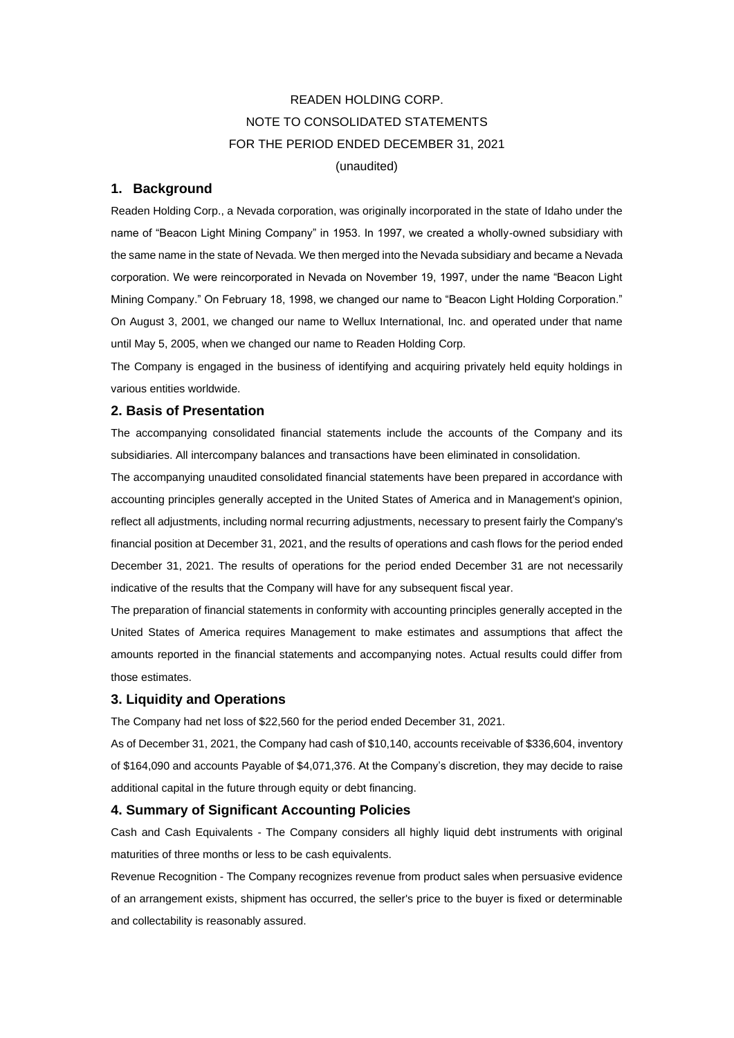READEN HOLDING CORP.

NOTE TO CONSOLIDATED STATEMENTS

FOR THE PERIOD ENDED DECEMBER 31, 2021

(unaudited)

## 1. Background

Readen Holding Corp., a Nevada corporation, was originally incorporated in the state of Idaho under the name of "Beacon Light Mining Company" in 1953. In 1997, we created a wholly-owned subsidiary with the same name in the state of Nevada. We then merged into the Nevada subsidiary and became a Nevada corporation. We were reincorporated in Nevada on November 19, 1997, under the name "Beacon Light Mining Company." On February 18, 1998, we changed our name to "Beacon Light Holding Corporation." On August 3, 2001, we changed our name to Wellux International, Inc. and operated under that name until May 5, 2005, when we changed our name to Readen Holding Corp.

The Company is engaged in the business of identifying and acquiring privately held equity holdings in various entities worldwide.

## 2. Basis of Presentation

The accompanying consolidated financial statements include the accounts of the Company and its subsidiaries. All intercompany balances and transactions have been eliminated in consolidation.

The accompanying unaudited consolidated financial statements have been prepared in accordance with accounting principles generally accepted in the United States of America and in Management's opinion, reflect all adjustments, including normal recurring adjustments, necessary to present fairly the Company's financial position at December 31, 2021, and the results of operations and cash flows for the period ended December 31, 2021. The results of operations for the period ended December 31 are not necessarily indicative of the results that the Company will have for any subsequent fiscal year.

The preparation of financial statements in conformity with accounting principles generally accepted in the United States of America requires Management to make estimates and assumptions that affect the amounts reported in the financial statements and accompanying notes. Actual results could differ from those estimates.

## 3. Liquidity and Operations

The Company had net loss of $22,560 for the period ended December 31, 2021.

As of December 31, 2021, the Company had cash of $10,140, accounts receivable of $336,604, inventory of $164,090 and accounts Payable of $4,071,376. At the Company's discretion, they may decide to raise additional capital in the future through equity or debt financing.

## 4. Summary of Significant Accounting Policies

Cash and Cash Equivalents - The Company considers all highly liquid debt instruments with original maturities of three months or less to be cash equivalents.

Revenue Recognition - The Company recognizes revenue from product sales when persuasive evidence of an arrangement exists, shipment has occurred, the seller's price to the buyer is fixed or determinable and collectability is reasonably assured.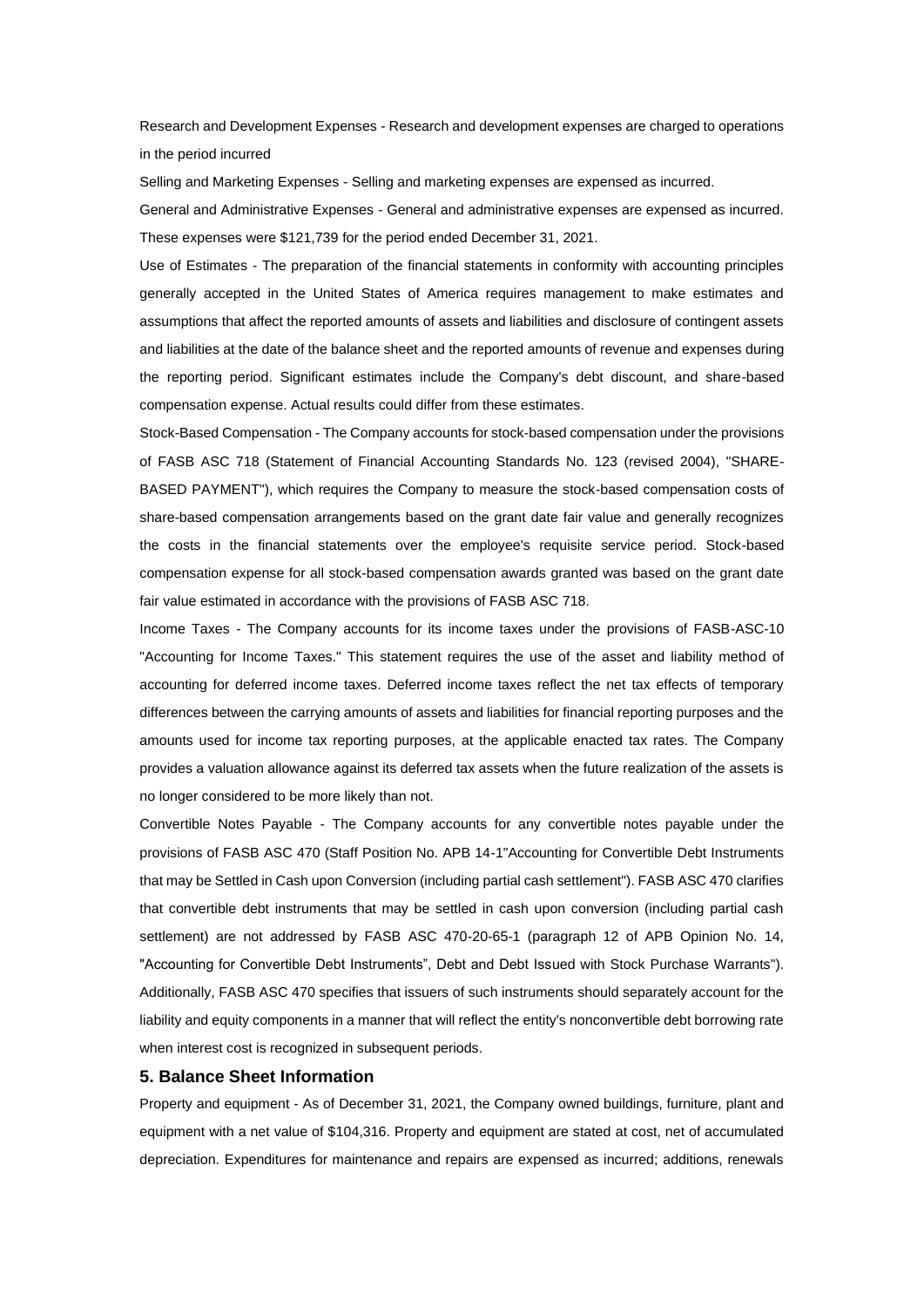Research and Development Expenses - Research and development expenses are charged to operations in the period incurred

Selling and Marketing Expenses - Selling and marketing expenses are expensed as incurred.

General and Administrative Expenses - General and administrative expenses are expensed as incurred. These expenses were $121,739 for the period ended December 31, 2021.

Use of Estimates - The preparation of the financial statements in conformity with accounting principles generally accepted in the United States of America requires management to make estimates and assumptions that affect the reported amounts of assets and liabilities and disclosure of contingent assets and liabilities at the date of the balance sheet and the reported amounts of revenue and expenses during the reporting period. Significant estimates include the Company's debt discount, and share-based compensation expense. Actual results could differ from these estimates.

Stock-Based Compensation - The Company accounts for stock-based compensation under the provisions of FASB ASC 718 (Statement of Financial Accounting Standards No. 123 (revised 2004), "SHARE-BASED PAYMENT"), which requires the Company to measure the stock-based compensation costs of share-based compensation arrangements based on the grant date fair value and generally recognizes the costs in the financial statements over the employee's requisite service period. Stock-based compensation expense for all stock-based compensation awards granted was based on the grant date fair value estimated in accordance with the provisions of FASB ASC 718.

Income Taxes - The Company accounts for its income taxes under the provisions of FASB-ASC-10 "Accounting for Income Taxes." This statement requires the use of the asset and liability method of accounting for deferred income taxes. Deferred income taxes reflect the net tax effects of temporary differences between the carrying amounts of assets and liabilities for financial reporting purposes and the amounts used for income tax reporting purposes, at the applicable enacted tax rates. The Company provides a valuation allowance against its deferred tax assets when the future realization of the assets is no longer considered to be more likely than not.

Convertible Notes Payable - The Company accounts for any convertible notes payable under the provisions of FASB ASC 470 (Staff Position No. APB 14-1"Accounting for Convertible Debt Instruments that may be Settled in Cash upon Conversion (including partial cash settlement"). FASB ASC 470 clarifies that convertible debt instruments that may be settled in cash upon conversion (including partial cash settlement) are not addressed by FASB ASC 470-20-65-1 (paragraph 12 of APB Opinion No. 14, "Accounting for Convertible Debt Instruments", Debt and Debt Issued with Stock Purchase Warrants"). Additionally, FASB ASC 470 specifies that issuers of such instruments should separately account for the liability and equity components in a manner that will reflect the entity's nonconvertible debt borrowing rate when interest cost is recognized in subsequent periods.

## 5. Balance Sheet Information

Property and equipment - As of December 31, 2021, the Company owned buildings, furniture, plant and equipment with a net value of $104,316. Property and equipment are stated at cost, net of accumulated depreciation. Expenditures for maintenance and repairs are expensed as incurred; additions, renewals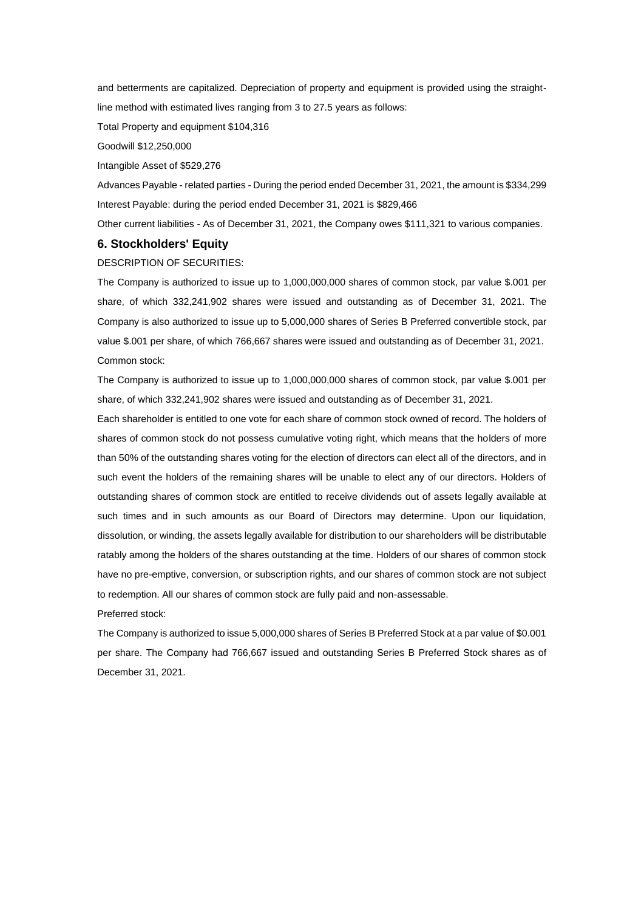and betterments are capitalized. Depreciation of property and equipment is provided using the straight-line method with estimated lives ranging from 3 to 27.5 years as follows:

Total Property and equipment $104,316

Goodwill $12,250,000

Intangible Asset of $529,276

Advances Payable - related parties - During the period ended December 31, 2021, the amount is $334,299

Interest Payable: during the period ended December 31, 2021 is $829,466

Other current liabilities - As of December 31, 2021, the Company owes $111,321 to various companies.

### 6. Stockholders' Equity

DESCRIPTION OF SECURITIES:

The Company is authorized to issue up to 1,000,000,000 shares of common stock, par value $.001 per share, of which 332,241,902 shares were issued and outstanding as of December 31, 2021. The Company is also authorized to issue up to 5,000,000 shares of Series B Preferred convertible stock, par value $.001 per share, of which 766,667 shares were issued and outstanding as of December 31, 2021.

Common stock:

The Company is authorized to issue up to 1,000,000,000 shares of common stock, par value $.001 per share, of which 332,241,902 shares were issued and outstanding as of December 31, 2021.

Each shareholder is entitled to one vote for each share of common stock owned of record. The holders of shares of common stock do not possess cumulative voting right, which means that the holders of more than 50% of the outstanding shares voting for the election of directors can elect all of the directors, and in such event the holders of the remaining shares will be unable to elect any of our directors. Holders of outstanding shares of common stock are entitled to receive dividends out of assets legally available at such times and in such amounts as our Board of Directors may determine. Upon our liquidation, dissolution, or winding, the assets legally available for distribution to our shareholders will be distributable ratably among the holders of the shares outstanding at the time. Holders of our shares of common stock have no pre-emptive, conversion, or subscription rights, and our shares of common stock are not subject to redemption. All our shares of common stock are fully paid and non-assessable.

Preferred stock:

The Company is authorized to issue 5,000,000 shares of Series B Preferred Stock at a par value of $0.001 per share. The Company had 766,667 issued and outstanding Series B Preferred Stock shares as of December 31, 2021.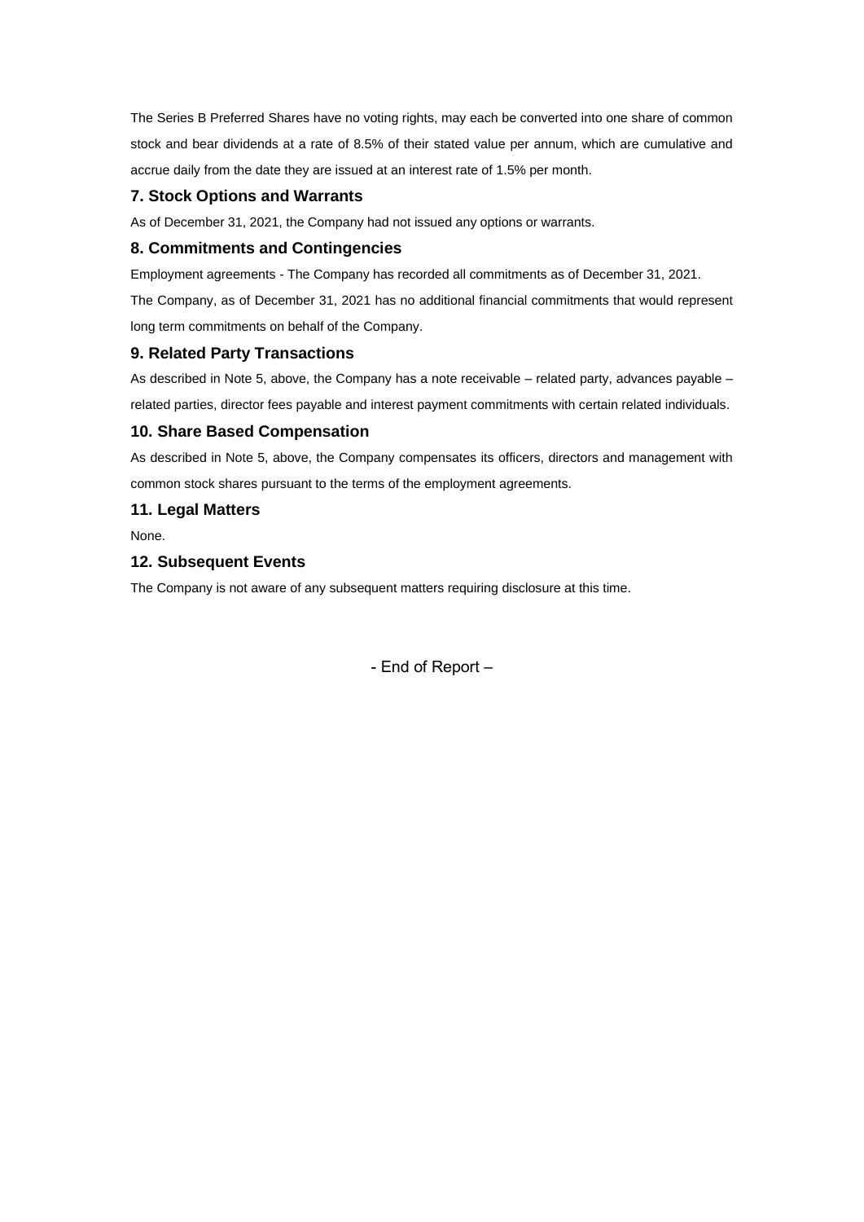The Series B Preferred Shares have no voting rights, may each be converted into one share of common stock and bear dividends at a rate of 8.5% of their stated value per annum, which are cumulative and accrue daily from the date they are issued at an interest rate of 1.5% per month.

## 7. Stock Options and Warrants

As of December 31, 2021, the Company had not issued any options or warrants.

## 8. Commitments and Contingencies

Employment agreements - The Company has recorded all commitments as of December 31, 2021.

The Company, as of December 31, 2021 has no additional financial commitments that would represent long term commitments on behalf of the Company.

## 9. Related Party Transactions

As described in Note 5, above, the Company has a note receivable – related party, advances payable – related parties, director fees payable and interest payment commitments with certain related individuals.

## 10. Share Based Compensation

As described in Note 5, above, the Company compensates its officers, directors and management with common stock shares pursuant to the terms of the employment agreements.

## 11. Legal Matters

None.

## 12. Subsequent Events

The Company is not aware of any subsequent matters requiring disclosure at this time.

- End of Report –